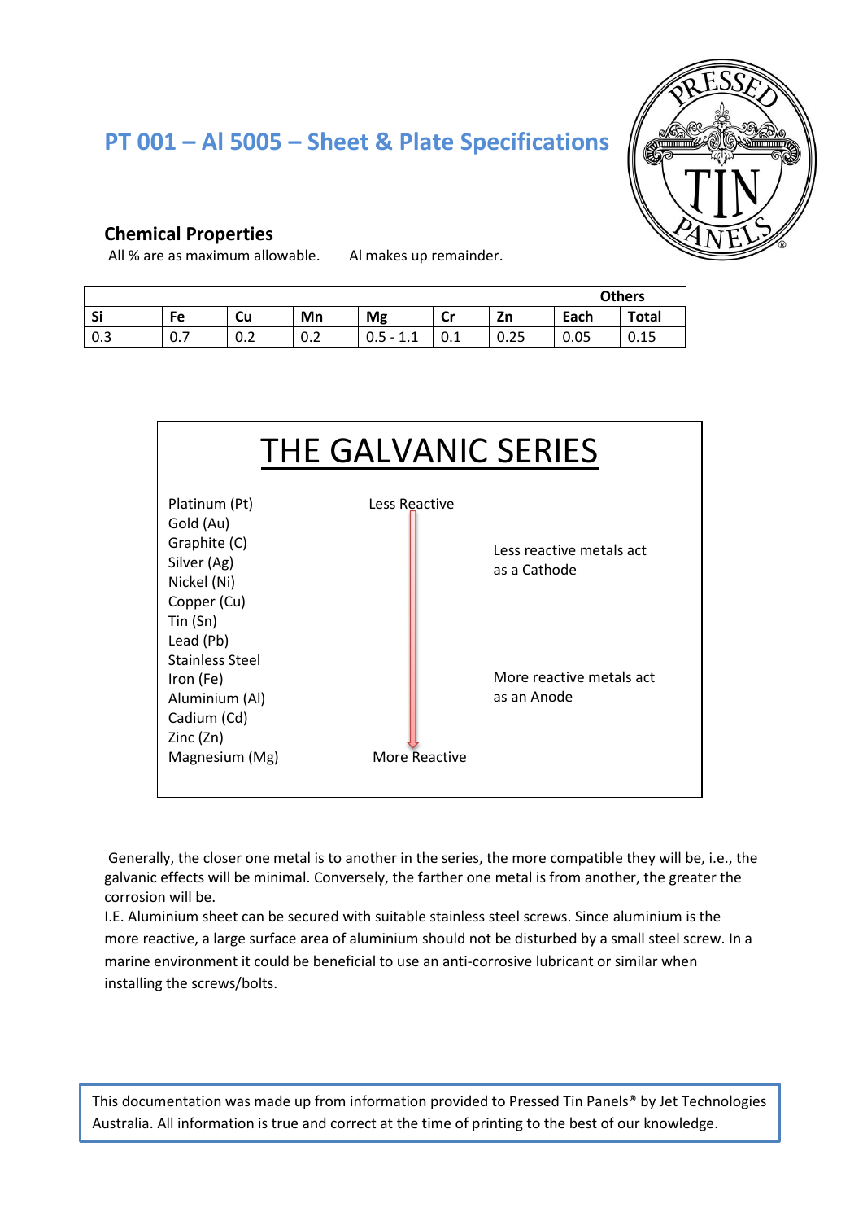# PT 001 – Al 5005 – Sheet & Plate Specifications

### Chemical Properties

All % are as maximum allowable. Al makes up remainder.

| | | | | | | | Others | |
|---|---|---|---|---|---|---|---|---|
| Si | Fe | Cu | Mn | Mg | Cr | Zn | Each | Total |
| 0.3 | 0.7 | 0.2 | 0.2 | 0.5 - 1.1 | 0.1 | 0.25 | 0.05 | 0.15 |

## THE GALVANIC SERIES

Less Reactive

- Platinum (Pt)
- Gold (Au)
- Graphite (C)
- Silver (Ag)
- Nickel (Ni)
- Copper (Cu)
- Tin (Sn)
- Lead (Pb)
- Stainless Steel
- Iron (Fe)
- Aluminium (Al)
- Cadium (Cd)
- Zinc (Zn)
- Magnesium (Mg)

More Reactive

Less reactive metals act as a Cathode

More reactive metals act as an Anode

Generally, the closer one metal is to another in the series, the more compatible they will be, i.e., the galvanic effects will be minimal. Conversely, the farther one metal is from another, the greater the corrosion will be.

I.E. Aluminium sheet can be secured with suitable stainless steel screws. Since aluminium is the more reactive, a large surface area of aluminium should not be disturbed by a small steel screw. In a marine environment it could be beneficial to use an anti-corrosive lubricant or similar when installing the screws/bolts.

This documentation was made up from information provided to Pressed Tin Panels® by Jet Technologies Australia. All information is true and correct at the time of printing to the best of our knowledge.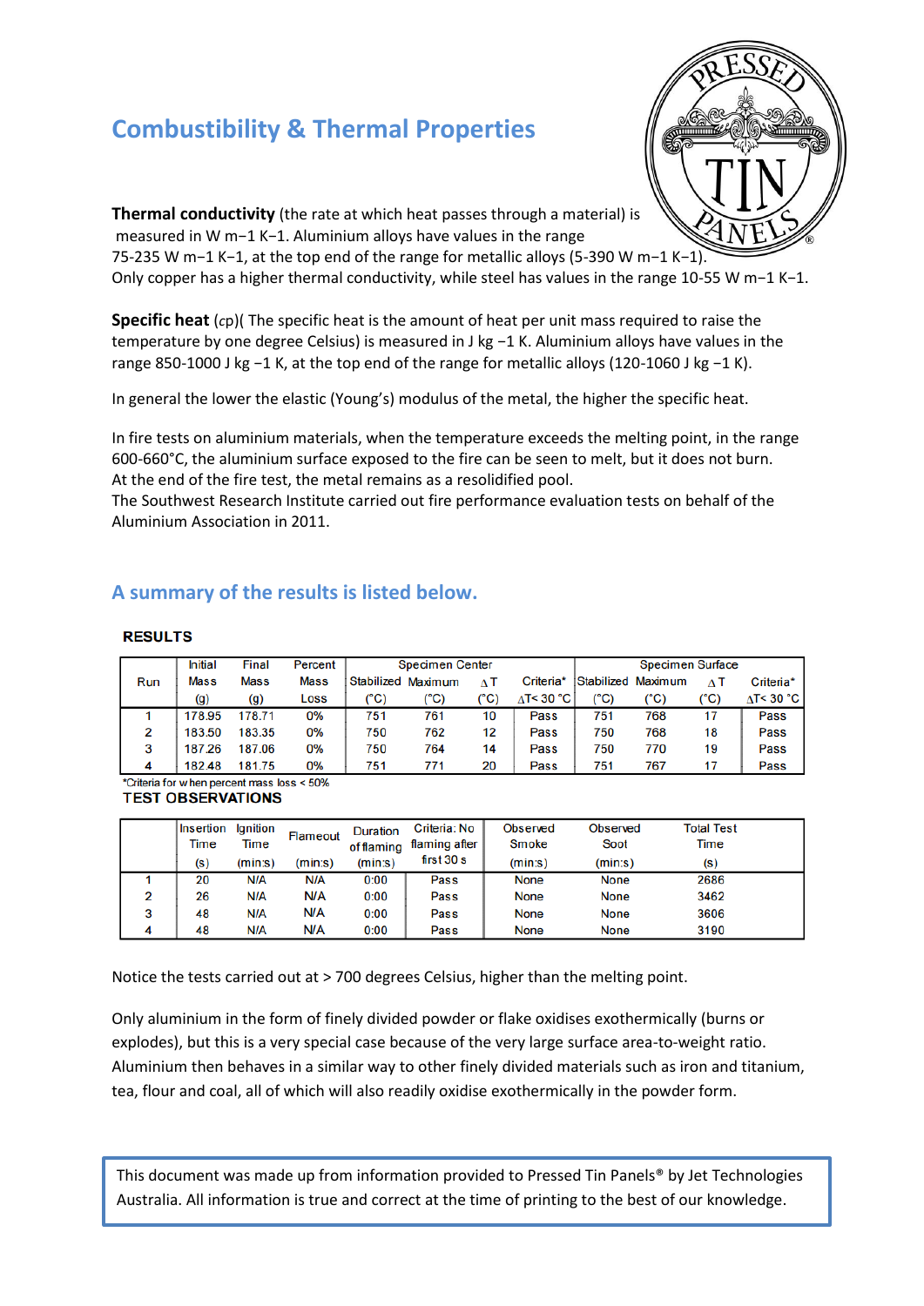## Combustibility & Thermal Properties

**Thermal conductivity** (the rate at which heat passes through a material) is measured in W m−1 K−1. Aluminium alloys have values in the range 75-235 W m−1 K−1, at the top end of the range for metallic alloys (5-390 W m−1 K−1). Only copper has a higher thermal conductivity, while steel has values in the range 10-55 W m−1 K−1.

**Specific heat** ($c_p$)( The specific heat is the amount of heat per unit mass required to raise the temperature by one degree Celsius) is measured in J kg −1 K. Aluminium alloys have values in the range 850-1000 J kg −1 K, at the top end of the range for metallic alloys (120-1060 J kg −1 K).

In general the lower the elastic (Young's) modulus of the metal, the higher the specific heat.

In fire tests on aluminium materials, when the temperature exceeds the melting point, in the range 600-660°C, the aluminium surface exposed to the fire can be seen to melt, but it does not burn. At the end of the fire test, the metal remains as a resolidified pool.
The Southwest Research Institute carried out fire performance evaluation tests on behalf of the Aluminium Association in 2011.

## A summary of the results is listed below.

**RESULTS**

| Run | Initial Mass (g) | Final Mass (g) | Percent Mass Loss | Specimen Center Stabilized (°C) | Specimen Center Maximum (°C) | Specimen Center ΔT (°C) | Specimen Center Criteria* ΔT< 30 °C | Specimen Surface Stabilized (°C) | Specimen Surface Maximum (°C) | Specimen Surface ΔT (°C) | Specimen Surface Criteria* ΔT< 30 °C |
|---|---|---|---|---|---|---|---|---|---|---|---|
| 1 | 178.95 | 178.71 | 0% | 751 | 761 | 10 | Pass | 751 | 768 | 17 | Pass |
| 2 | 183.50 | 183.35 | 0% | 750 | 762 | 12 | Pass | 750 | 768 | 18 | Pass |
| 3 | 187.26 | 187.06 | 0% | 750 | 764 | 14 | Pass | 750 | 770 | 19 | Pass |
| 4 | 182.48 | 181.75 | 0% | 751 | 771 | 20 | Pass | 751 | 767 | 17 | Pass |

*Criteria for when percent mass loss < 50%

**TEST OBSERVATIONS**

| | Insertion Time (s) | Ignition Time (min:s) | Flameout (min:s) | Duration of flaming (min:s) | Criteria: No flaming after first 30 s | Observed Smoke (min:s) | Observed Soot (min:s) | Total Test Time (s) |
|---|---|---|---|---|---|---|---|---|
| 1 | 20 | N/A | N/A | 0:00 | Pass | None | None | 2686 |
| 2 | 26 | N/A | N/A | 0:00 | Pass | None | None | 3462 |
| 3 | 48 | N/A | N/A | 0:00 | Pass | None | None | 3606 |
| 4 | 48 | N/A | N/A | 0:00 | Pass | None | None | 3190 |

Notice the tests carried out at > 700 degrees Celsius, higher than the melting point.

Only aluminium in the form of finely divided powder or flake oxidises exothermically (burns or explodes), but this is a very special case because of the very large surface area-to-weight ratio. Aluminium then behaves in a similar way to other finely divided materials such as iron and titanium, tea, flour and coal, all of which will also readily oxidise exothermically in the powder form.

This document was made up from information provided to Pressed Tin Panels® by Jet Technologies Australia. All information is true and correct at the time of printing to the best of our knowledge.